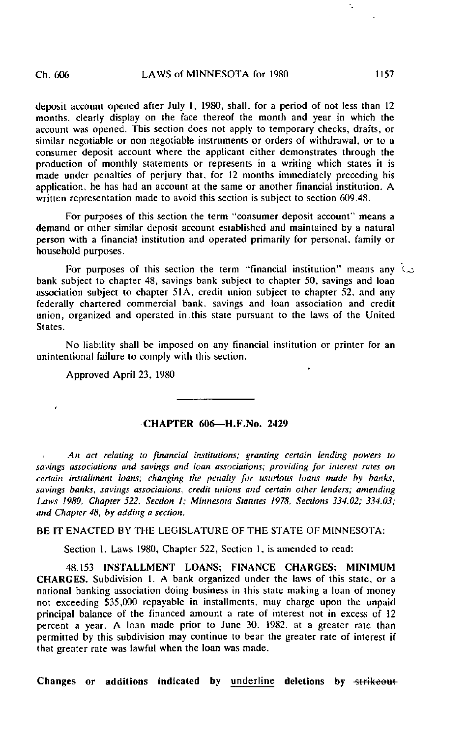deposit account opened after July 1, 1980, shall, for a period of not less than 12 months, clearly display on the face thereof the month and year in which the account was opened. This section does not apply to temporary checks, drafts, or similar negotiable or non-negotiable instruments or orders of withdrawal, or to a consumer deposit account where the applicant either demonstrates through the production of monthly statements or represents in a writing which states it is made under penalties of perjury that, for 12 months immediately preceding his application, he has had an account at the same or another financial institution. A written representation made to avoid this section is subject to section 609.48.

For purposes of this section the term "consumer deposit account" means a demand or other similar deposit account established and maintained by a natural person with a financial institution and operated primarily for personal, family or household purposes.

For purposes of this section the term "financial institution" means any bank subject to chapter 48, savings bank subject to chapter 50, savings and loan association subject to chapter 51A, credit union subject to chapter 52, and any federally chartered commercial bank, savings and loan association and credit union, organized and operated in this state pursuant to the laws of the United States.

No liability shall be imposed on any financial institution or printer for an unintentional failure to comply with this section.

Approved April 23, 1980

---

## CHAPTER 606—H.F.No. 2429

*An act relating to financial institutions; granting certain lending powers to savings associations and savings and loan associations; providing for interest rates on certain installment loans; changing the penalty for usurious loans made by banks, savings banks, savings associations, credit unions and certain other lenders; amending Laws 1980, Chapter 522, Section 1; Minnesota Statutes 1978, Sections 334.02; 334.03; and Chapter 48, by adding a section.*

BE IT ENACTED BY THE LEGISLATURE OF THE STATE OF MINNESOTA:

Section 1. Laws 1980, Chapter 522, Section 1, is amended to read:

48.153 **INSTALLMENT LOANS; FINANCE CHARGES; MINIMUM CHARGES.** Subdivision 1. A bank organized under the laws of this state, or a national banking association doing business in this state making a loan of money not exceeding $35,000 repayable in installments, may charge upon the unpaid principal balance of the financed amount a rate of interest not in excess of 12 percent a year. A loan made prior to June 30, 1982, at a greater rate than permitted by this subdivision may continue to bear the greater rate of interest if that greater rate was lawful when the loan was made.

**Changes or additions indicated by** underline **deletions by** ~~strikeout~~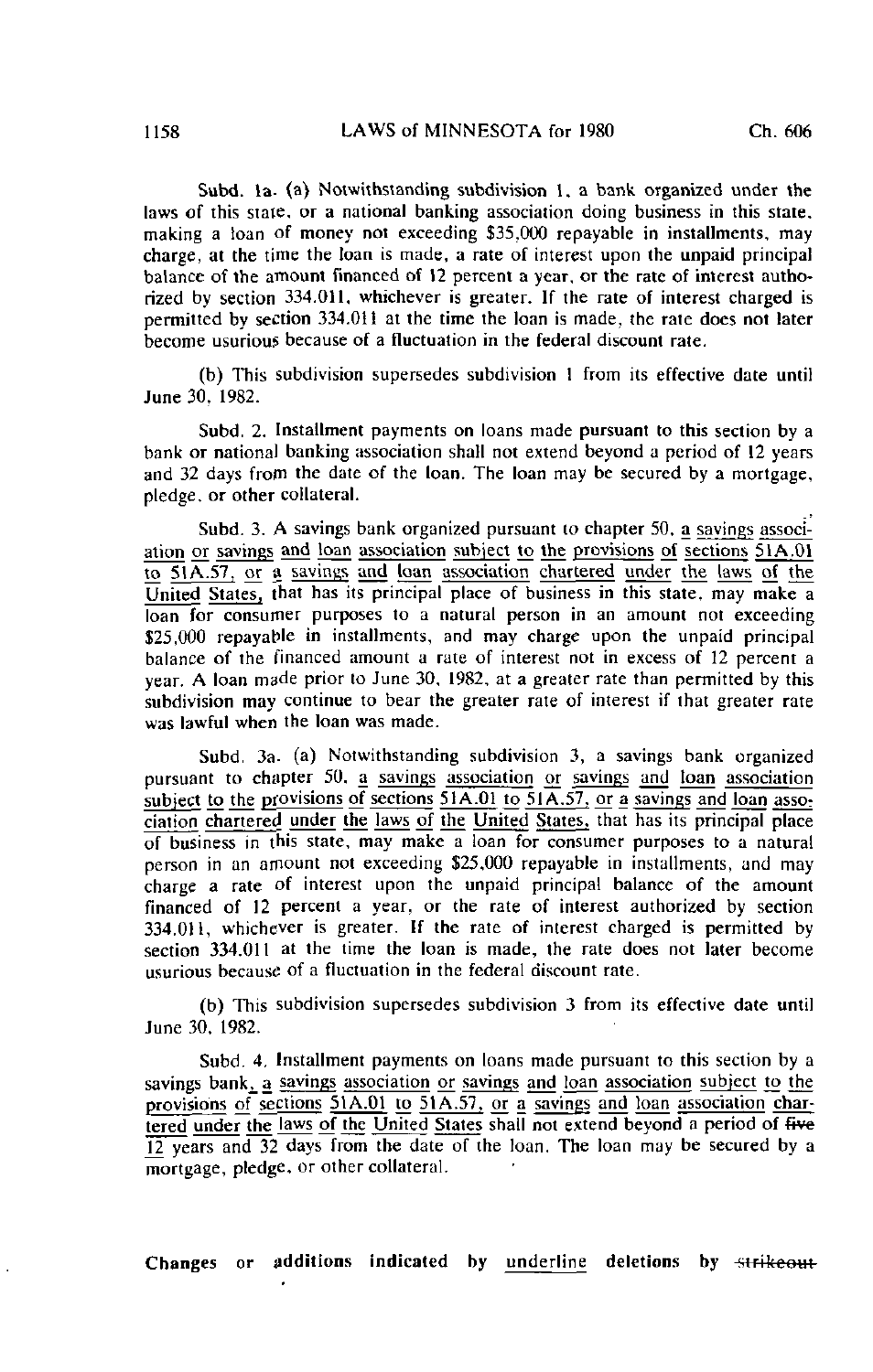Subd. 1a. (a) Notwithstanding subdivision 1, a bank organized under the laws of this state, or a national banking association doing business in this state, making a loan of money not exceeding $35,000 repayable in installments, may charge, at the time the loan is made, a rate of interest upon the unpaid principal balance of the amount financed of 12 percent a year, or the rate of interest authorized by section 334.011, whichever is greater. If the rate of interest charged is permitted by section 334.011 at the time the loan is made, the rate does not later become usurious because of a fluctuation in the federal discount rate.

(b) This subdivision supersedes subdivision 1 from its effective date until June 30, 1982.

Subd. 2. Installment payments on loans made pursuant to this section by a bank or national banking association shall not extend beyond a period of 12 years and 32 days from the date of the loan. The loan may be secured by a mortgage, pledge, or other collateral.

Subd. 3. A savings bank organized pursuant to chapter 50, <u>a savings association or savings and loan association subject to the provisions of sections 51A.01 to 51A.57, or a savings and loan association chartered under the laws of the United States,</u> that has its principal place of business in this state, may make a loan for consumer purposes to a natural person in an amount not exceeding $25,000 repayable in installments, and may charge upon the unpaid principal balance of the financed amount a rate of interest not in excess of 12 percent a year. A loan made prior to June 30, 1982, at a greater rate than permitted by this subdivision may continue to bear the greater rate of interest if that greater rate was lawful when the loan was made.

Subd. 3a. (a) Notwithstanding subdivision 3, a savings bank organized pursuant to chapter 50, <u>a savings association or savings and loan association subject to the provisions of sections 51A.01 to 51A.57, or a savings and loan association chartered under the laws of the United States,</u> that has its principal place of business in this state, may make a loan for consumer purposes to a natural person in an amount not exceeding $25,000 repayable in installments, and may charge a rate of interest upon the unpaid principal balance of the amount financed of 12 percent a year, or the rate of interest authorized by section 334.011, whichever is greater. If the rate of interest charged is permitted by section 334.011 at the time the loan is made, the rate does not later become usurious because of a fluctuation in the federal discount rate.

(b) This subdivision supersedes subdivision 3 from its effective date until June 30, 1982.

Subd. 4. Installment payments on loans made pursuant to this section by a savings bank<u>, a savings association or savings and loan association subject to the provisions of sections 51A.01 to 51A.57, or a savings and loan association chartered under the laws of the United States</u> shall not extend beyond a period of ~~five~~ <u>12</u> years and 32 days from the date of the loan. The loan may be secured by a mortgage, pledge, or other collateral.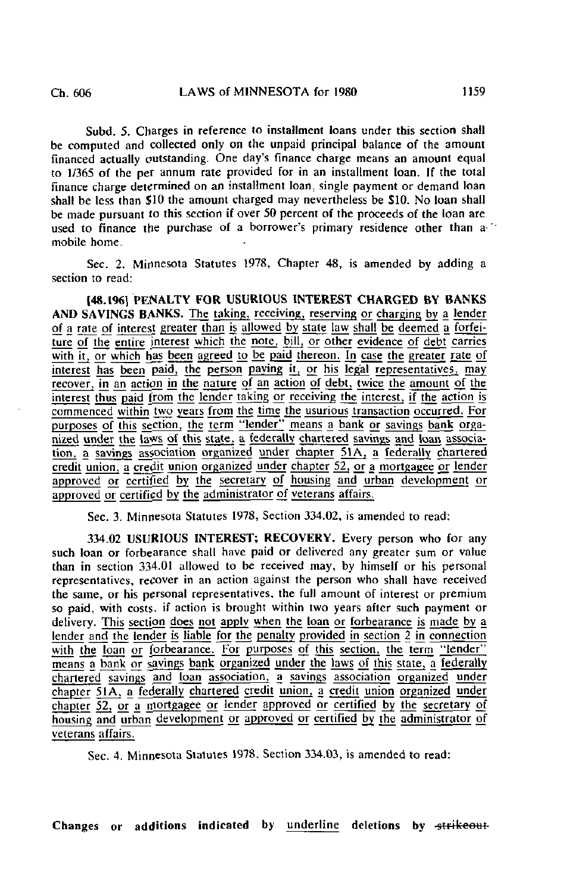Subd. 5. Charges in reference to installment loans under this section shall be computed and collected only on the unpaid principal balance of the amount financed actually outstanding. One day's finance charge means an amount equal to 1/365 of the per annum rate provided for in an installment loan. If the total finance charge determined on an installment loan, single payment or demand loan shall be less than $10 the amount charged may nevertheless be $10. No loan shall be made pursuant to this section if over 50 percent of the proceeds of the loan are used to finance the purchase of a borrower's primary residence other than a mobile home.

Sec. 2. Minnesota Statutes 1978, Chapter 48, is amended by adding a section to read:

[48.196] **PENALTY FOR USURIOUS INTEREST CHARGED BY BANKS AND SAVINGS BANKS.** The taking, receiving, reserving or charging by a lender of a rate of interest greater than is allowed by state law shall be deemed a forfeiture of the entire interest which the note, bill, or other evidence of debt carries with it, or which has been agreed to be paid thereon. In case the greater rate of interest has been paid, the person paying it, or his legal representatives, may recover, in an action in the nature of an action of debt, twice the amount of the interest thus paid from the lender taking or receiving the interest, if the action is commenced within two years from the time the usurious transaction occurred. For purposes of this section, the term "lender" means a bank or savings bank organized under the laws of this state, a federally chartered savings and loan association, a savings association organized under chapter 51A, a federally chartered credit union, a credit union organized under chapter 52, or a mortgagee or lender approved or certified by the secretary of housing and urban development or approved or certified by the administrator of veterans affairs.

Sec. 3. Minnesota Statutes 1978, Section 334.02, is amended to read:

334.02 **USURIOUS INTEREST; RECOVERY.** Every person who for any such loan or forbearance shall have paid or delivered any greater sum or value than in section 334.01 allowed to be received may, by himself or his personal representatives, recover in an action against the person who shall have received the same, or his personal representatives, the full amount of interest or premium so paid, with costs, if action is brought within two years after such payment or delivery. This section does not apply when the loan or forbearance is made by a lender and the lender is liable for the penalty provided in section 2 in connection with the loan or forbearance. For purposes of this section, the term "lender" means a bank or savings bank organized under the laws of this state, a federally chartered savings and loan association, a savings association organized under chapter 51A, a federally chartered credit union, a credit union organized under chapter 52, or a mortgagee or lender approved or certified by the secretary of housing and urban development or approved or certified by the administrator of veterans affairs.

Sec. 4. Minnesota Statutes 1978, Section 334.03, is amended to read:

**Changes or additions indicated by underline deletions by ~~strikeout~~**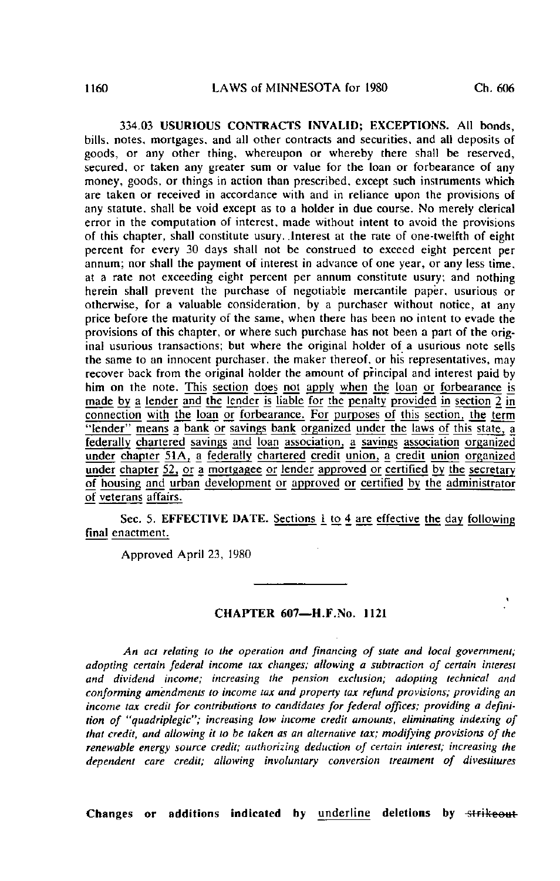334.03 **USURIOUS CONTRACTS INVALID; EXCEPTIONS.** All bonds, bills, notes, mortgages, and all other contracts and securities, and all deposits of goods, or any other thing, whereupon or whereby there shall be reserved, secured, or taken any greater sum or value for the loan or forbearance of any money, goods, or things in action than prescribed, except such instruments which are taken or received in accordance with and in reliance upon the provisions of any statute, shall be void except as to a holder in due course. No merely clerical error in the computation of interest, made without intent to avoid the provisions of this chapter, shall constitute usury. Interest at the rate of one-twelfth of eight percent for every 30 days shall not be construed to exceed eight percent per annum; nor shall the payment of interest in advance of one year, or any less time, at a rate not exceeding eight percent per annum constitute usury; and nothing herein shall prevent the purchase of negotiable mercantile paper, usurious or otherwise, for a valuable consideration, by a purchaser without notice, at any price before the maturity of the same, when there has been no intent to evade the provisions of this chapter, or where such purchase has not been a part of the original usurious transactions; but where the original holder of a usurious note sells the same to an innocent purchaser, the maker thereof, or his representatives, may recover back from the original holder the amount of principal and interest paid by him on the note. This section does not apply when the loan or forbearance is made by a lender and the lender is liable for the penalty provided in section 2 in connection with the loan or forbearance. For purposes of this section, the term "lender" means a bank or savings bank organized under the laws of this state, a federally chartered savings and loan association, a savings association organized under chapter 51A, a federally chartered credit union, a credit union organized under chapter 52, or a mortgagee or lender approved or certified by the secretary of housing and urban development or approved or certified by the administrator of veterans affairs.

Sec. 5. **EFFECTIVE DATE.** Sections 1 to 4 are effective the day following final enactment.

Approved April 23, 1980

## CHAPTER 607—H.F.No. 1121

*An act relating to the operation and financing of state and local government; adopting certain federal income tax changes; allowing a subtraction of certain interest and dividend income; increasing the pension exclusion; adopting technical and conforming amendments to income tax and property tax refund provisions; providing an income tax credit for contributions to candidates for federal offices; providing a definition of "quadriplegic"; increasing low income credit amounts, eliminating indexing of that credit, and allowing it to be taken as an alternative tax; modifying provisions of the renewable energy source credit; authorizing deduction of certain interest; increasing the dependent care credit; allowing involuntary conversion treatment of divestitures*

**Changes or additions indicated by** underline **deletions by** ~~strikeout~~